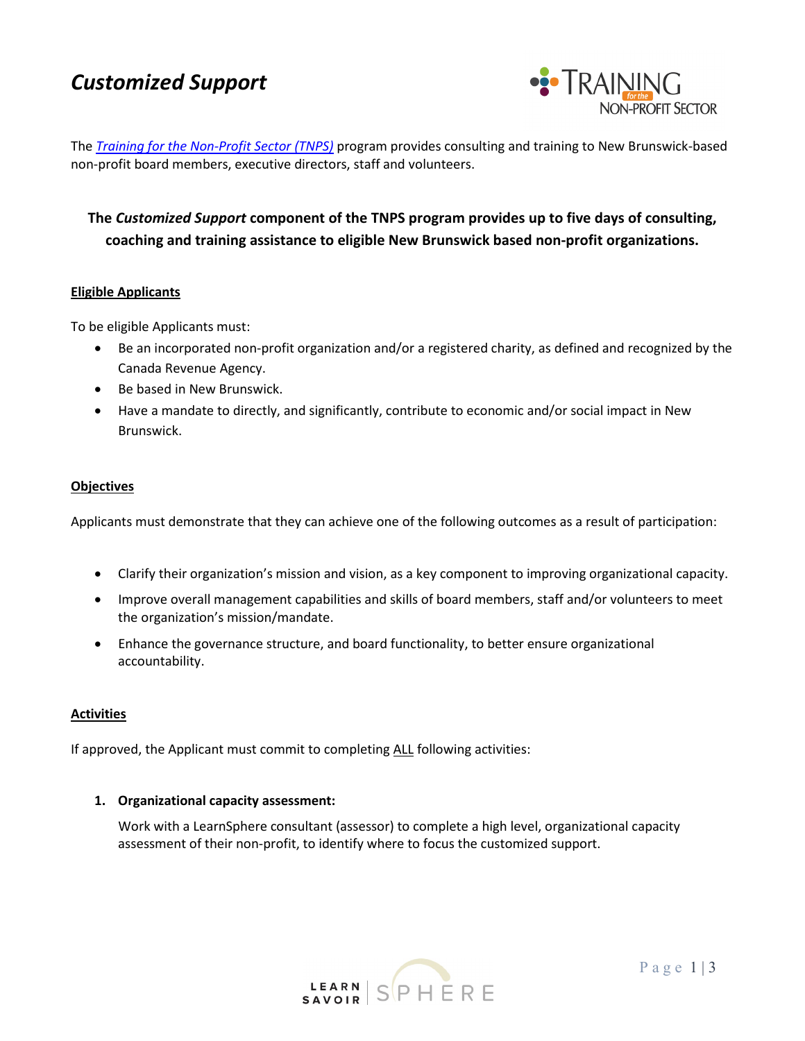# *Customized Support*

The *Training for the Non-Profit Sector (TNPS)* program provides consulting and training to New Brunswick-based non-profit board members, executive directors, staff and volunteers.

**The *Customized Support* component of the TNPS program provides up to five days of consulting, coaching and training assistance to eligible New Brunswick based non-profit organizations.**

## Eligible Applicants

To be eligible Applicants must:

- Be an incorporated non-profit organization and/or a registered charity, as defined and recognized by the Canada Revenue Agency.
- Be based in New Brunswick.
- Have a mandate to directly, and significantly, contribute to economic and/or social impact in New Brunswick.

## Objectives

Applicants must demonstrate that they can achieve one of the following outcomes as a result of participation:

- Clarify their organization's mission and vision, as a key component to improving organizational capacity.
- Improve overall management capabilities and skills of board members, staff and/or volunteers to meet the organization's mission/mandate.
- Enhance the governance structure, and board functionality, to better ensure organizational accountability.

## Activities

If approved, the Applicant must commit to completing ALL following activities:

1. **Organizational capacity assessment:**

   Work with a LearnSphere consultant (assessor) to complete a high level, organizational capacity assessment of their non-profit, to identify where to focus the customized support.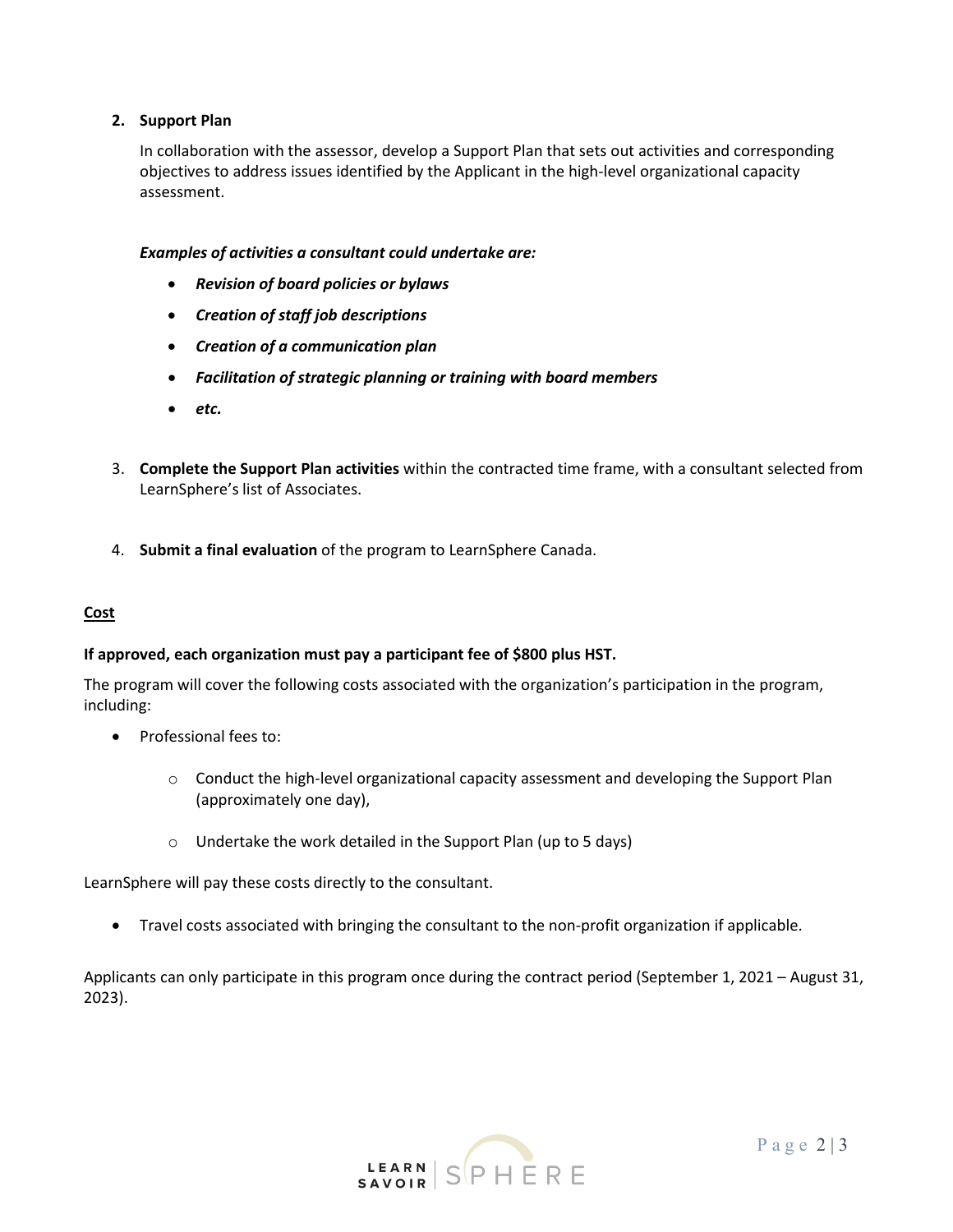2. **Support Plan**

   In collaboration with the assessor, develop a Support Plan that sets out activities and corresponding objectives to address issues identified by the Applicant in the high-level organizational capacity assessment.

   ***Examples of activities a consultant could undertake are:***

   - ***Revision of board policies or bylaws***
   - ***Creation of staff job descriptions***
   - ***Creation of a communication plan***
   - ***Facilitation of strategic planning or training with board members***
   - ***etc.***

3. **Complete the Support Plan activities** within the contracted time frame, with a consultant selected from LearnSphere's list of Associates.

4. **Submit a final evaluation** of the program to LearnSphere Canada.

**<u>Cost</u>**

**If approved, each organization must pay a participant fee of $800 plus HST.**

The program will cover the following costs associated with the organization's participation in the program, including:

- Professional fees to:
  - Conduct the high-level organizational capacity assessment and developing the Support Plan (approximately one day),
  - Undertake the work detailed in the Support Plan (up to 5 days)

LearnSphere will pay these costs directly to the consultant.

- Travel costs associated with bringing the consultant to the non-profit organization if applicable.

Applicants can only participate in this program once during the contract period (September 1, 2021 – August 31, 2023).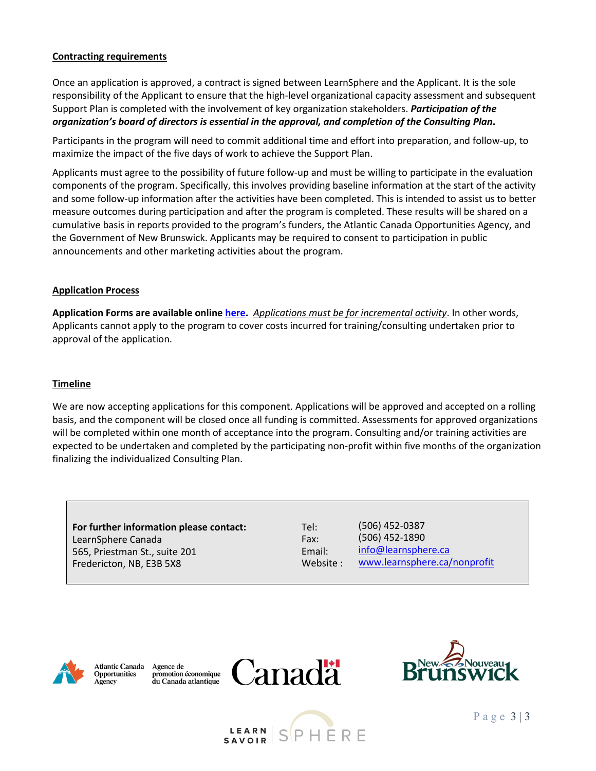**Contracting requirements**

Once an application is approved, a contract is signed between LearnSphere and the Applicant. It is the sole responsibility of the Applicant to ensure that the high-level organizational capacity assessment and subsequent Support Plan is completed with the involvement of key organization stakeholders. ***Participation of the organization's board of directors is essential in the approval, and completion of the Consulting Plan*.**

Participants in the program will need to commit additional time and effort into preparation, and follow-up, to maximize the impact of the five days of work to achieve the Support Plan.

Applicants must agree to the possibility of future follow-up and must be willing to participate in the evaluation components of the program. Specifically, this involves providing baseline information at the start of the activity and some follow-up information after the activities have been completed. This is intended to assist us to better measure outcomes during participation and after the program is completed. These results will be shared on a cumulative basis in reports provided to the program's funders, the Atlantic Canada Opportunities Agency, and the Government of New Brunswick. Applicants may be required to consent to participation in public announcements and other marketing activities about the program.

**Application Process**

**Application Forms are available online [here](here).** *Applications must be for incremental activity*. In other words, Applicants cannot apply to the program to cover costs incurred for training/consulting undertaken prior to approval of the application.

**Timeline**

We are now accepting applications for this component. Applications will be approved and accepted on a rolling basis, and the component will be closed once all funding is committed. Assessments for approved organizations will be completed within one month of acceptance into the program. Consulting and/or training activities are expected to be undertaken and completed by the participating non-profit within five months of the organization finalizing the individualized Consulting Plan.

| | | |
|---|---|---|
| **For further information please contact:** | Tel: | (506) 452-0387 |
| LearnSphere Canada | Fax: | (506) 452-1890 |
| 565, Priestman St., suite 201 | Email: | info@learnsphere.ca |
| Fredericton, NB, E3B 5X8 | Website : | www.learnsphere.ca/nonprofit |

Atlantic Canada Opportunities Agency / Agence de promotion économique du Canada atlantique

Canada

New Brunswick / Nouveau Brunswick

LEARN SAVOIR SPHERE